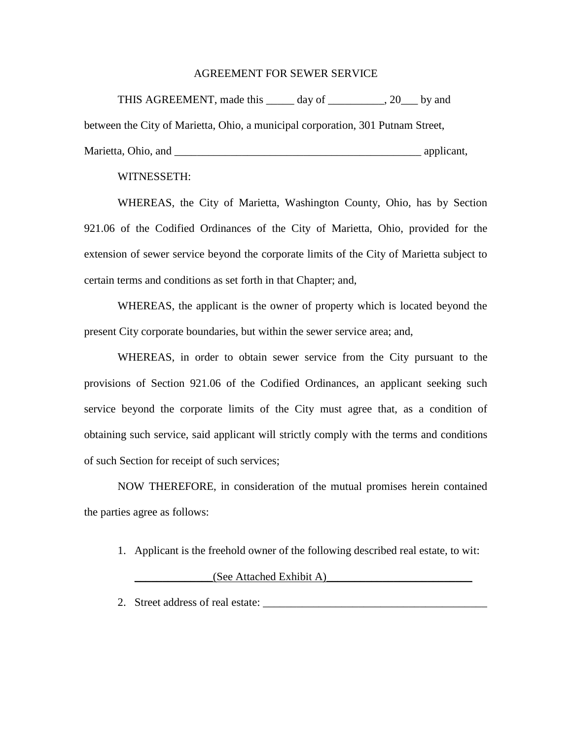# AGREEMENT FOR SEWER SERVICE

THIS AGREEMENT, made this _____ day of __________, 20___ by and between the City of Marietta, Ohio, a municipal corporation, 301 Putnam Street, Marietta, Ohio, and _____________________________________________ applicant,

WITNESSETH:

WHEREAS, the City of Marietta, Washington County, Ohio, has by Section 921.06 of the Codified Ordinances of the City of Marietta, Ohio, provided for the extension of sewer service beyond the corporate limits of the City of Marietta subject to certain terms and conditions as set forth in that Chapter; and,

WHEREAS, the applicant is the owner of property which is located beyond the present City corporate boundaries, but within the sewer service area; and,

WHEREAS, in order to obtain sewer service from the City pursuant to the provisions of Section 921.06 of the Codified Ordinances, an applicant seeking such service beyond the corporate limits of the City must agree that, as a condition of obtaining such service, said applicant will strictly comply with the terms and conditions of such Section for receipt of such services;

NOW THEREFORE, in consideration of the mutual promises herein contained the parties agree as follows:

1. Applicant is the freehold owner of the following described real estate, to wit:

   ______________(See Attached Exhibit A)__________________________

2. Street address of real estate: ________________________________________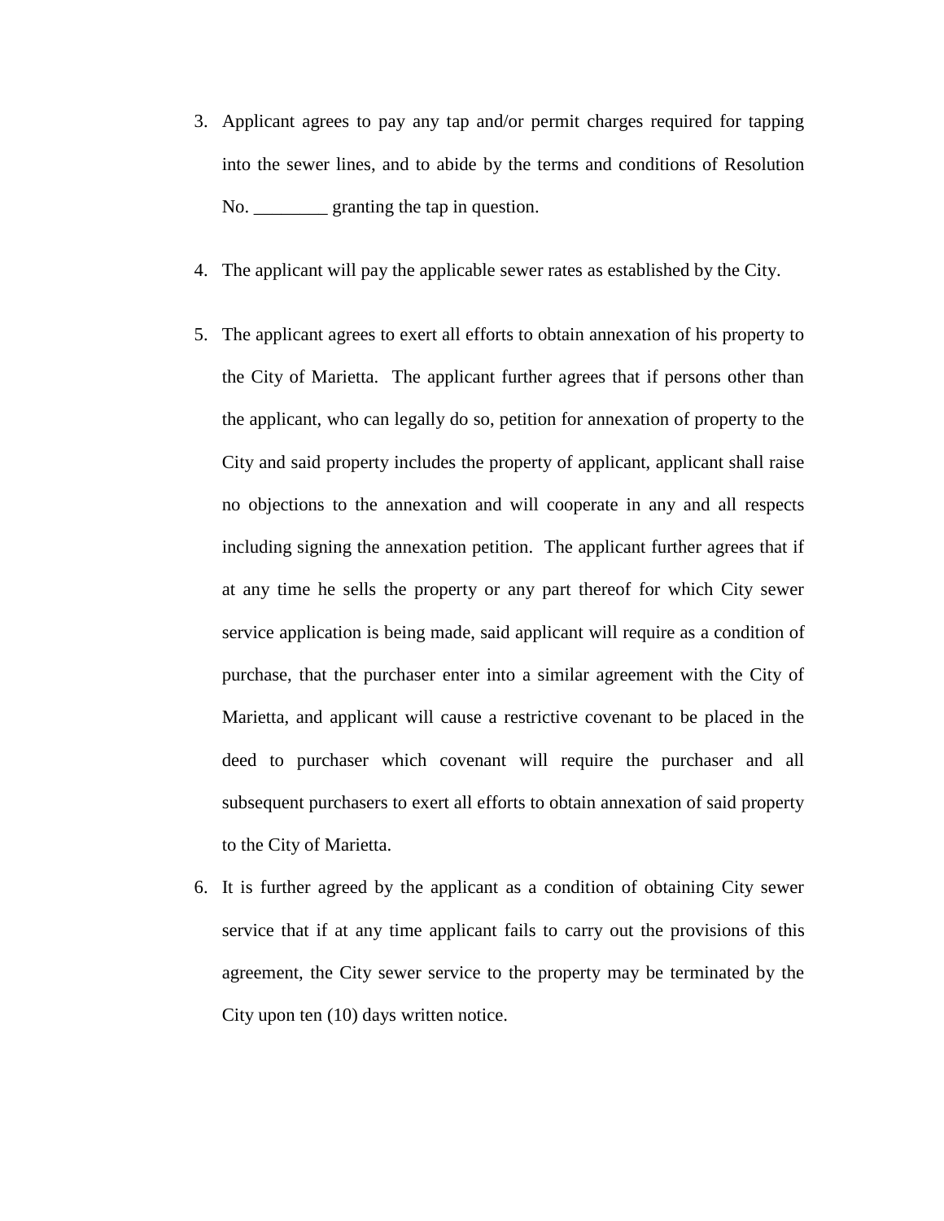3. Applicant agrees to pay any tap and/or permit charges required for tapping into the sewer lines, and to abide by the terms and conditions of Resolution No. ________ granting the tap in question.

4. The applicant will pay the applicable sewer rates as established by the City.

5. The applicant agrees to exert all efforts to obtain annexation of his property to the City of Marietta. The applicant further agrees that if persons other than the applicant, who can legally do so, petition for annexation of property to the City and said property includes the property of applicant, applicant shall raise no objections to the annexation and will cooperate in any and all respects including signing the annexation petition. The applicant further agrees that if at any time he sells the property or any part thereof for which City sewer service application is being made, said applicant will require as a condition of purchase, that the purchaser enter into a similar agreement with the City of Marietta, and applicant will cause a restrictive covenant to be placed in the deed to purchaser which covenant will require the purchaser and all subsequent purchasers to exert all efforts to obtain annexation of said property to the City of Marietta.

6. It is further agreed by the applicant as a condition of obtaining City sewer service that if at any time applicant fails to carry out the provisions of this agreement, the City sewer service to the property may be terminated by the City upon ten (10) days written notice.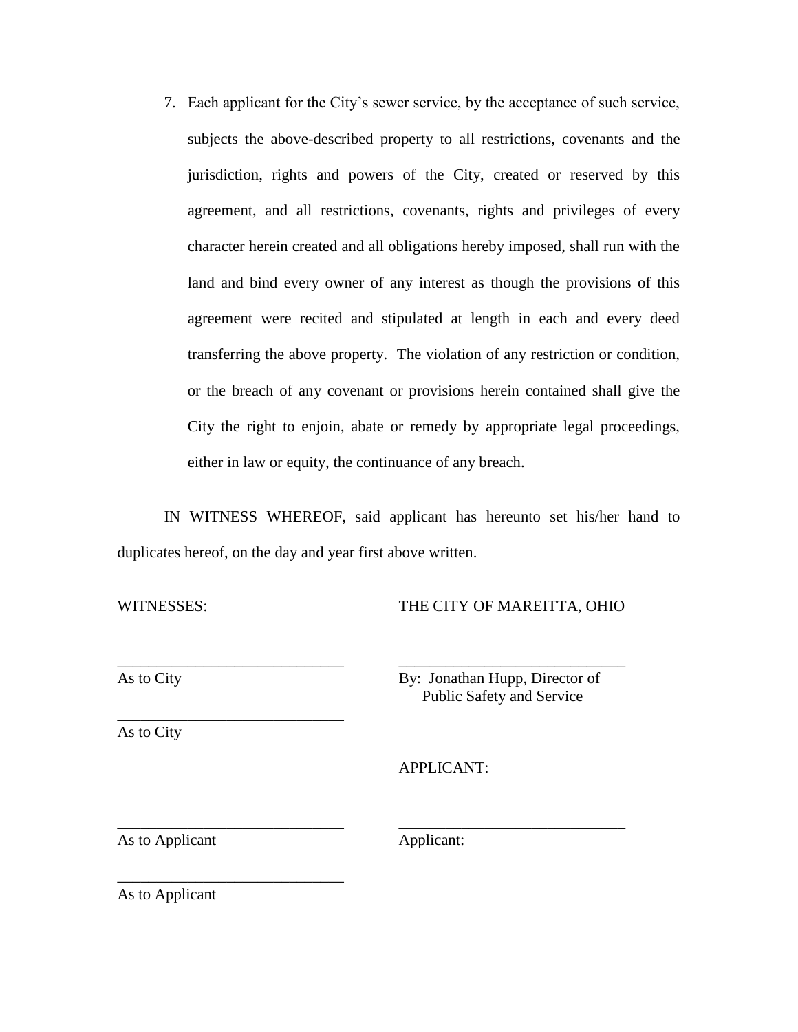7. Each applicant for the City's sewer service, by the acceptance of such service, subjects the above-described property to all restrictions, covenants and the jurisdiction, rights and powers of the City, created or reserved by this agreement, and all restrictions, covenants, rights and privileges of every character herein created and all obligations hereby imposed, shall run with the land and bind every owner of any interest as though the provisions of this agreement were recited and stipulated at length in each and every deed transferring the above property. The violation of any restriction or condition, or the breach of any covenant or provisions herein contained shall give the City the right to enjoin, abate or remedy by appropriate legal proceedings, either in law or equity, the continuance of any breach.

IN WITNESS WHEREOF, said applicant has hereunto set his/her hand to duplicates hereof, on the day and year first above written.

WITNESSES: THE CITY OF MAREITTA, OHIO

_____________________________ _____________________________
As to City By: Jonathan Hupp, Director of Public Safety and Service

_____________________________
As to City

APPLICANT:

_____________________________ _____________________________
As to Applicant Applicant:

_____________________________
As to Applicant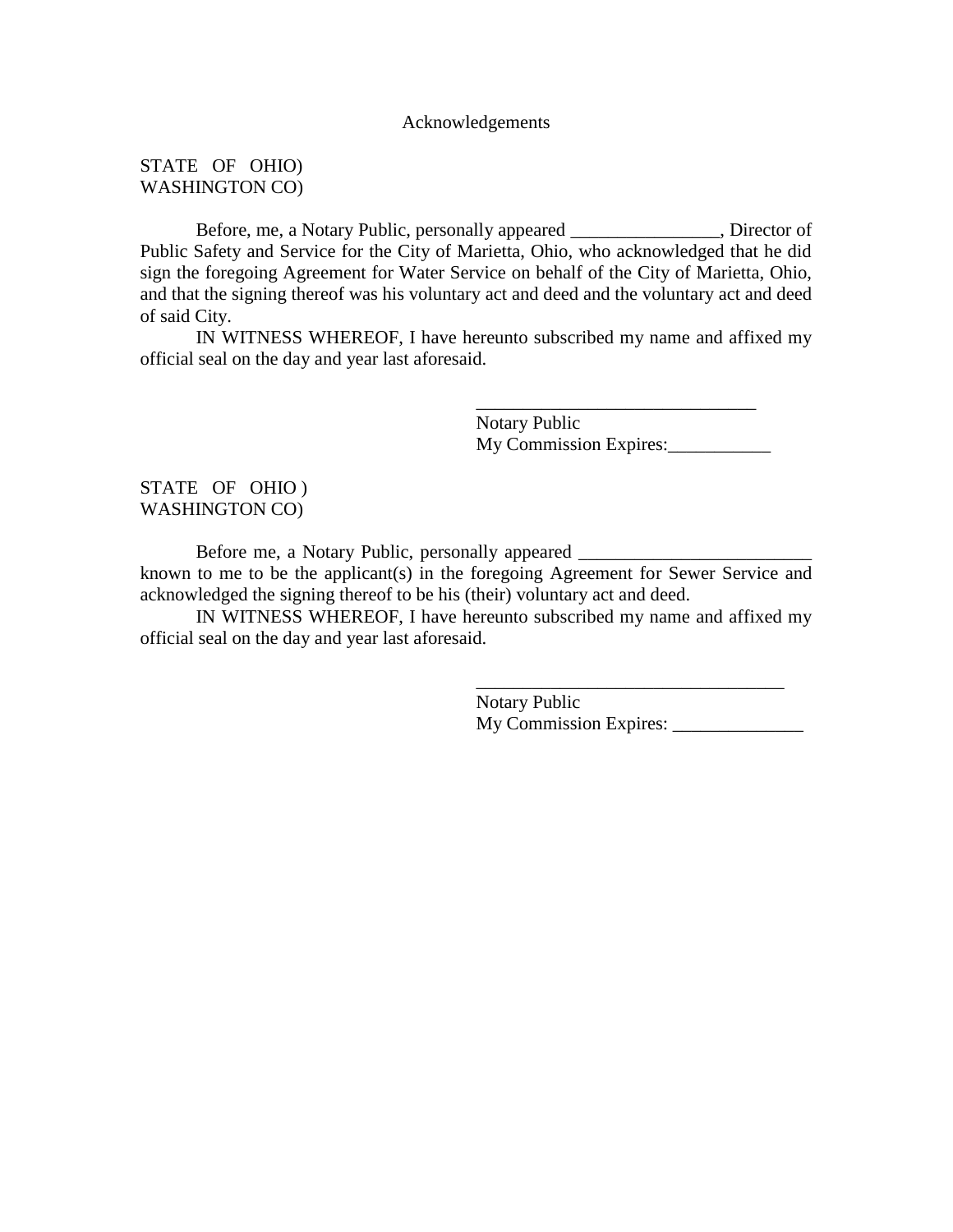Acknowledgements

STATE OF OHIO)
WASHINGTON CO)

Before, me, a Notary Public, personally appeared ________________, Director of Public Safety and Service for the City of Marietta, Ohio, who acknowledged that he did sign the foregoing Agreement for Water Service on behalf of the City of Marietta, Ohio, and that the signing thereof was his voluntary act and deed and the voluntary act and deed of said City.

IN WITNESS WHEREOF, I have hereunto subscribed my name and affixed my official seal on the day and year last aforesaid.

_______________________________
Notary Public
My Commission Expires:___________

STATE OF OHIO )
WASHINGTON CO)

Before me, a Notary Public, personally appeared _________________________ known to me to be the applicant(s) in the foregoing Agreement for Sewer Service and acknowledged the signing thereof to be his (their) voluntary act and deed.

IN WITNESS WHEREOF, I have hereunto subscribed my name and affixed my official seal on the day and year last aforesaid.

__________________________________
Notary Public
My Commission Expires: ______________